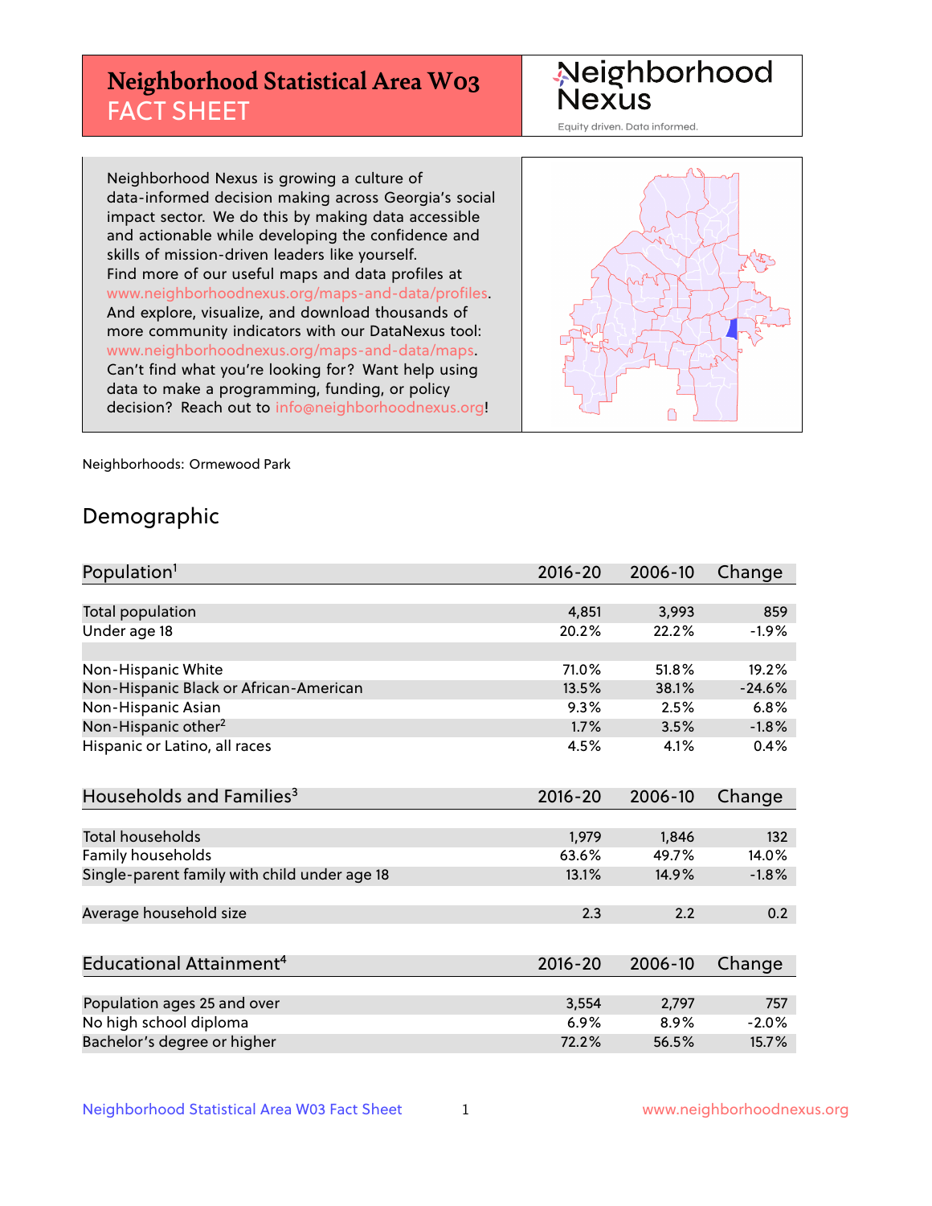# Neighborhood Statistical Area W03 FACT SHEET

Neighborhood Nexus
Equity driven. Data informed.

Neighborhood Nexus is growing a culture of data-informed decision making across Georgia's social impact sector. We do this by making data accessible and actionable while developing the confidence and skills of mission-driven leaders like yourself. Find more of our useful maps and data profiles at www.neighborhoodnexus.org/maps-and-data/profiles. And explore, visualize, and download thousands of more community indicators with our DataNexus tool: www.neighborhoodnexus.org/maps-and-data/maps. Can't find what you're looking for? Want help using data to make a programming, funding, or policy decision? Reach out to info@neighborhoodnexus.org!

Neighborhoods: Ormewood Park

## Demographic

| Population[1] | 2016-20 | 2006-10 | Change |
|---|---|---|---|
| Total population | 4,851 | 3,993 | 859 |
| Under age 18 | 20.2% | 22.2% | -1.9% |
| | | | |
| Non-Hispanic White | 71.0% | 51.8% | 19.2% |
| Non-Hispanic Black or African-American | 13.5% | 38.1% | -24.6% |
| Non-Hispanic Asian | 9.3% | 2.5% | 6.8% |
| Non-Hispanic other[2] | 1.7% | 3.5% | -1.8% |
| Hispanic or Latino, all races | 4.5% | 4.1% | 0.4% |

| Households and Families[3] | 2016-20 | 2006-10 | Change |
|---|---|---|---|
| Total households | 1,979 | 1,846 | 132 |
| Family households | 63.6% | 49.7% | 14.0% |
| Single-parent family with child under age 18 | 13.1% | 14.9% | -1.8% |
| | | | |
| Average household size | 2.3 | 2.2 | 0.2 |

| Educational Attainment[4] | 2016-20 | 2006-10 | Change |
|---|---|---|---|
| Population ages 25 and over | 3,554 | 2,797 | 757 |
| No high school diploma | 6.9% | 8.9% | -2.0% |
| Bachelor's degree or higher | 72.2% | 56.5% | 15.7% |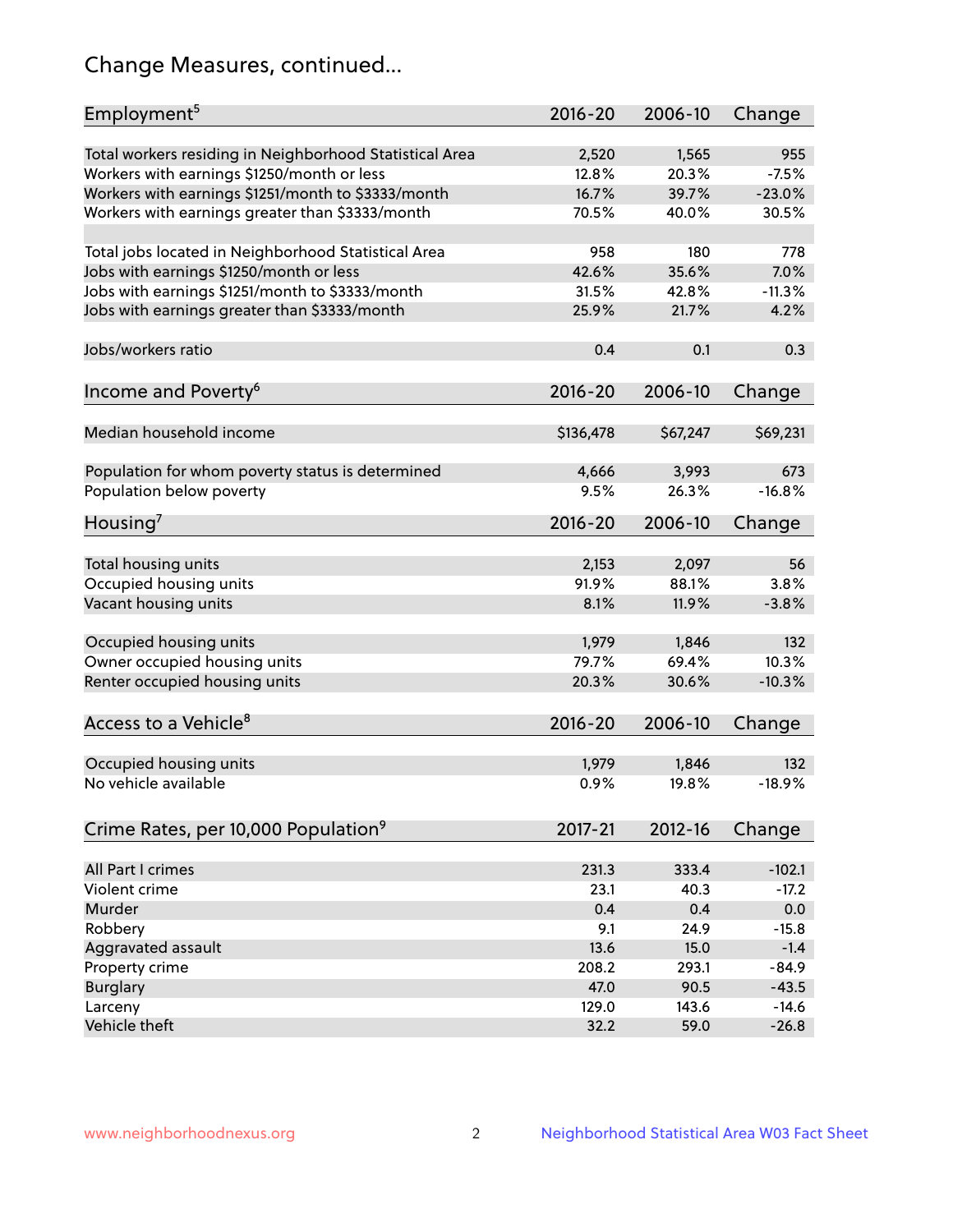# Change Measures, continued...

| Employment[5] | 2016-20 | 2006-10 | Change |
|---|---|---|---|
| Total workers residing in Neighborhood Statistical Area | 2,520 | 1,565 | 955 |
| Workers with earnings $1250/month or less | 12.8% | 20.3% | -7.5% |
| Workers with earnings $1251/month to $3333/month | 16.7% | 39.7% | -23.0% |
| Workers with earnings greater than $3333/month | 70.5% | 40.0% | 30.5% |
| | | | |
| Total jobs located in Neighborhood Statistical Area | 958 | 180 | 778 |
| Jobs with earnings $1250/month or less | 42.6% | 35.6% | 7.0% |
| Jobs with earnings $1251/month to $3333/month | 31.5% | 42.8% | -11.3% |
| Jobs with earnings greater than $3333/month | 25.9% | 21.7% | 4.2% |
| | | | |
| Jobs/workers ratio | 0.4 | 0.1 | 0.3 |

| Income and Poverty[6] | 2016-20 | 2006-10 | Change |
|---|---|---|---|
| Median household income | $136,478 | $67,247 | $69,231 |
| | | | |
| Population for whom poverty status is determined | 4,666 | 3,993 | 673 |
| Population below poverty | 9.5% | 26.3% | -16.8% |

| Housing[7] | 2016-20 | 2006-10 | Change |
|---|---|---|---|
| Total housing units | 2,153 | 2,097 | 56 |
| Occupied housing units | 91.9% | 88.1% | 3.8% |
| Vacant housing units | 8.1% | 11.9% | -3.8% |
| | | | |
| Occupied housing units | 1,979 | 1,846 | 132 |
| Owner occupied housing units | 79.7% | 69.4% | 10.3% |
| Renter occupied housing units | 20.3% | 30.6% | -10.3% |

| Access to a Vehicle[8] | 2016-20 | 2006-10 | Change |
|---|---|---|---|
| Occupied housing units | 1,979 | 1,846 | 132 |
| No vehicle available | 0.9% | 19.8% | -18.9% |

| Crime Rates, per 10,000 Population[9] | 2017-21 | 2012-16 | Change |
|---|---|---|---|
| All Part I crimes | 231.3 | 333.4 | -102.1 |
| Violent crime | 23.1 | 40.3 | -17.2 |
| Murder | 0.4 | 0.4 | 0.0 |
| Robbery | 9.1 | 24.9 | -15.8 |
| Aggravated assault | 13.6 | 15.0 | -1.4 |
| Property crime | 208.2 | 293.1 | -84.9 |
| Burglary | 47.0 | 90.5 | -43.5 |
| Larceny | 129.0 | 143.6 | -14.6 |
| Vehicle theft | 32.2 | 59.0 | -26.8 |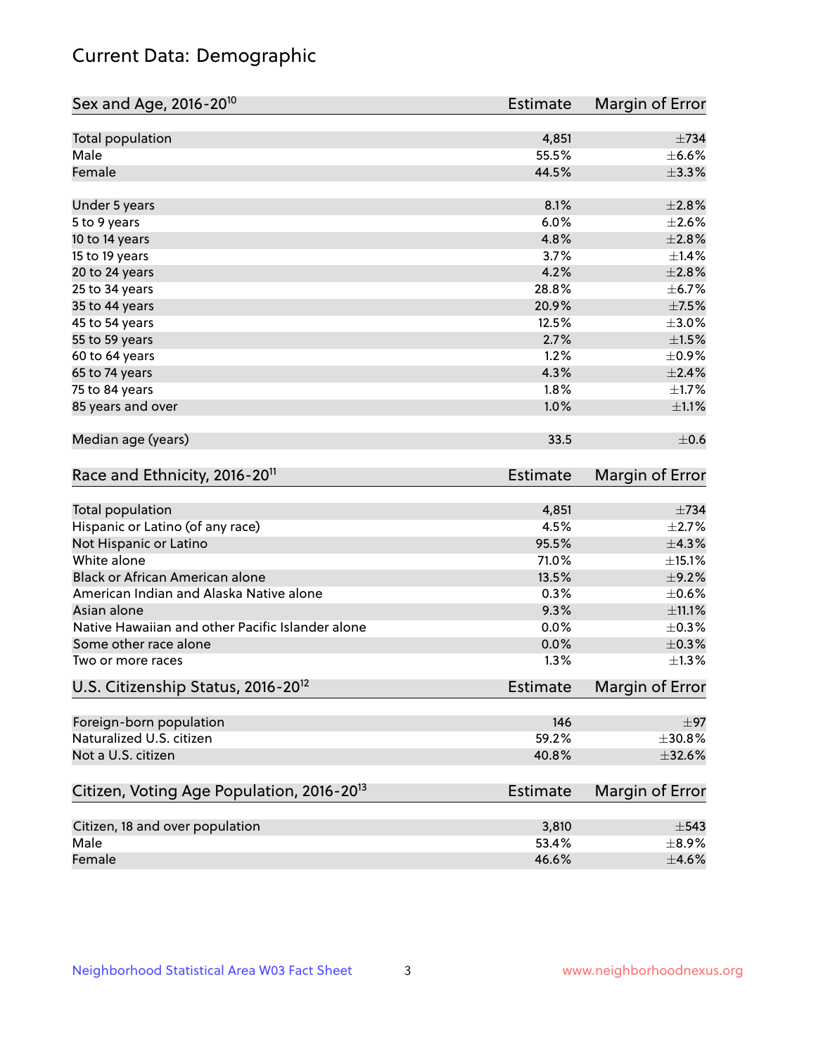# Current Data: Demographic

| Sex and Age, 2016-20[10] | Estimate | Margin of Error |
|---|---|---|
| Total population | 4,851 | ±734 |
| Male | 55.5% | ±6.6% |
| Female | 44.5% | ±3.3% |
| Under 5 years | 8.1% | ±2.8% |
| 5 to 9 years | 6.0% | ±2.6% |
| 10 to 14 years | 4.8% | ±2.8% |
| 15 to 19 years | 3.7% | ±1.4% |
| 20 to 24 years | 4.2% | ±2.8% |
| 25 to 34 years | 28.8% | ±6.7% |
| 35 to 44 years | 20.9% | ±7.5% |
| 45 to 54 years | 12.5% | ±3.0% |
| 55 to 59 years | 2.7% | ±1.5% |
| 60 to 64 years | 1.2% | ±0.9% |
| 65 to 74 years | 4.3% | ±2.4% |
| 75 to 84 years | 1.8% | ±1.7% |
| 85 years and over | 1.0% | ±1.1% |
| Median age (years) | 33.5 | ±0.6 |

| Race and Ethnicity, 2016-20[11] | Estimate | Margin of Error |
|---|---|---|
| Total population | 4,851 | ±734 |
| Hispanic or Latino (of any race) | 4.5% | ±2.7% |
| Not Hispanic or Latino | 95.5% | ±4.3% |
| White alone | 71.0% | ±15.1% |
| Black or African American alone | 13.5% | ±9.2% |
| American Indian and Alaska Native alone | 0.3% | ±0.6% |
| Asian alone | 9.3% | ±11.1% |
| Native Hawaiian and other Pacific Islander alone | 0.0% | ±0.3% |
| Some other race alone | 0.0% | ±0.3% |
| Two or more races | 1.3% | ±1.3% |

| U.S. Citizenship Status, 2016-20[12] | Estimate | Margin of Error |
|---|---|---|
| Foreign-born population | 146 | ±97 |
| Naturalized U.S. citizen | 59.2% | ±30.8% |
| Not a U.S. citizen | 40.8% | ±32.6% |

| Citizen, Voting Age Population, 2016-20[13] | Estimate | Margin of Error |
|---|---|---|
| Citizen, 18 and over population | 3,810 | ±543 |
| Male | 53.4% | ±8.9% |
| Female | 46.6% | ±4.6% |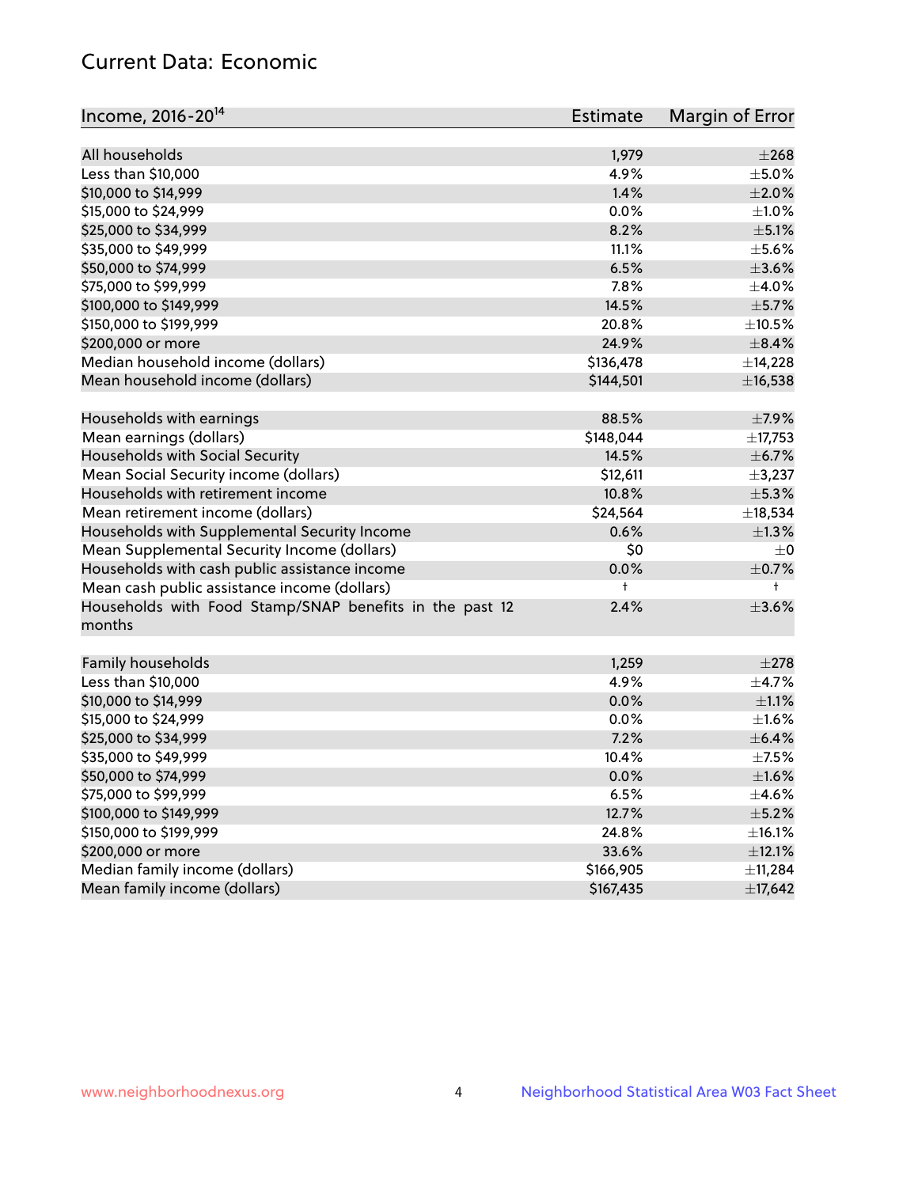## Current Data: Economic

| Income, 2016-20[14] | Estimate | Margin of Error |
|---|---|---|
| All households | 1,979 | ±268 |
| Less than $10,000 | 4.9% | ±5.0% |
| $10,000 to $14,999 | 1.4% | ±2.0% |
| $15,000 to $24,999 | 0.0% | ±1.0% |
| $25,000 to $34,999 | 8.2% | ±5.1% |
| $35,000 to $49,999 | 11.1% | ±5.6% |
| $50,000 to $74,999 | 6.5% | ±3.6% |
| $75,000 to $99,999 | 7.8% | ±4.0% |
| $100,000 to $149,999 | 14.5% | ±5.7% |
| $150,000 to $199,999 | 20.8% | ±10.5% |
| $200,000 or more | 24.9% | ±8.4% |
| Median household income (dollars) | $136,478 | ±14,228 |
| Mean household income (dollars) | $144,501 | ±16,538 |
| Households with earnings | 88.5% | ±7.9% |
| Mean earnings (dollars) | $148,044 | ±17,753 |
| Households with Social Security | 14.5% | ±6.7% |
| Mean Social Security income (dollars) | $12,611 | ±3,237 |
| Households with retirement income | 10.8% | ±5.3% |
| Mean retirement income (dollars) | $24,564 | ±18,534 |
| Households with Supplemental Security Income | 0.6% | ±1.3% |
| Mean Supplemental Security Income (dollars) | $0 | ±0 |
| Households with cash public assistance income | 0.0% | ±0.7% |
| Mean cash public assistance income (dollars) | † | † |
| Households with Food Stamp/SNAP benefits in the past 12 months | 2.4% | ±3.6% |
| Family households | 1,259 | ±278 |
| Less than $10,000 | 4.9% | ±4.7% |
| $10,000 to $14,999 | 0.0% | ±1.1% |
| $15,000 to $24,999 | 0.0% | ±1.6% |
| $25,000 to $34,999 | 7.2% | ±6.4% |
| $35,000 to $49,999 | 10.4% | ±7.5% |
| $50,000 to $74,999 | 0.0% | ±1.6% |
| $75,000 to $99,999 | 6.5% | ±4.6% |
| $100,000 to $149,999 | 12.7% | ±5.2% |
| $150,000 to $199,999 | 24.8% | ±16.1% |
| $200,000 or more | 33.6% | ±12.1% |
| Median family income (dollars) | $166,905 | ±11,284 |
| Mean family income (dollars) | $167,435 | ±17,642 |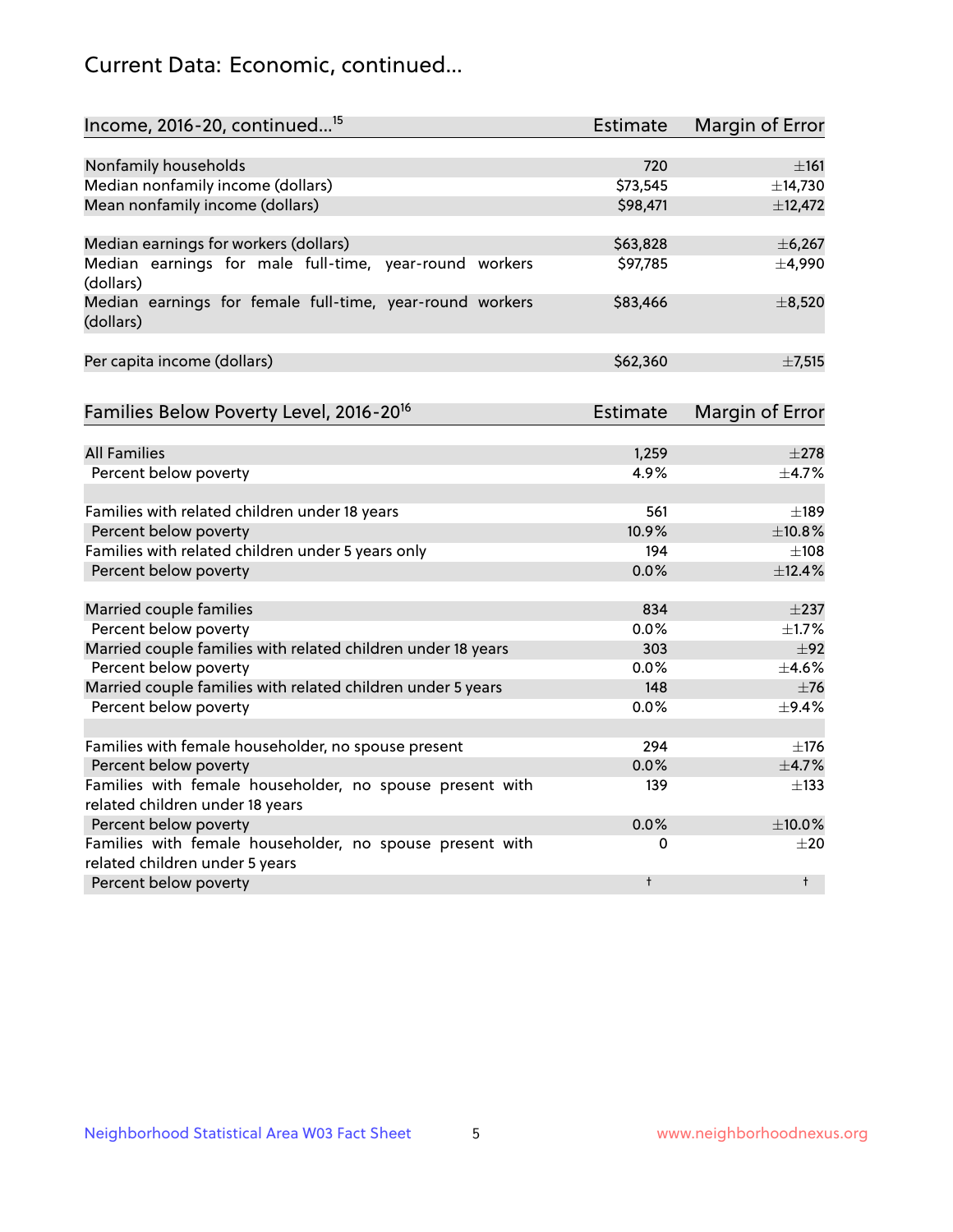# Current Data: Economic, continued...

| Income, 2016-20, continued...[15] | Estimate | Margin of Error |
|---|---|---|
| Nonfamily households | 720 | ±161 |
| Median nonfamily income (dollars) | $73,545 | ±14,730 |
| Mean nonfamily income (dollars) | $98,471 | ±12,472 |
| Median earnings for workers (dollars) | $63,828 | ±6,267 |
| Median earnings for male full-time, year-round workers (dollars) | $97,785 | ±4,990 |
| Median earnings for female full-time, year-round workers (dollars) | $83,466 | ±8,520 |
| Per capita income (dollars) | $62,360 | ±7,515 |

| Families Below Poverty Level, 2016-20[16] | Estimate | Margin of Error |
|---|---|---|
| All Families | 1,259 | ±278 |
| Percent below poverty | 4.9% | ±4.7% |
| Families with related children under 18 years | 561 | ±189 |
| Percent below poverty | 10.9% | ±10.8% |
| Families with related children under 5 years only | 194 | ±108 |
| Percent below poverty | 0.0% | ±12.4% |
| Married couple families | 834 | ±237 |
| Percent below poverty | 0.0% | ±1.7% |
| Married couple families with related children under 18 years | 303 | ±92 |
| Percent below poverty | 0.0% | ±4.6% |
| Married couple families with related children under 5 years | 148 | ±76 |
| Percent below poverty | 0.0% | ±9.4% |
| Families with female householder, no spouse present | 294 | ±176 |
| Percent below poverty | 0.0% | ±4.7% |
| Families with female householder, no spouse present with related children under 18 years | 139 | ±133 |
| Percent below poverty | 0.0% | ±10.0% |
| Families with female householder, no spouse present with related children under 5 years | 0 | ±20 |
| Percent below poverty | † | † |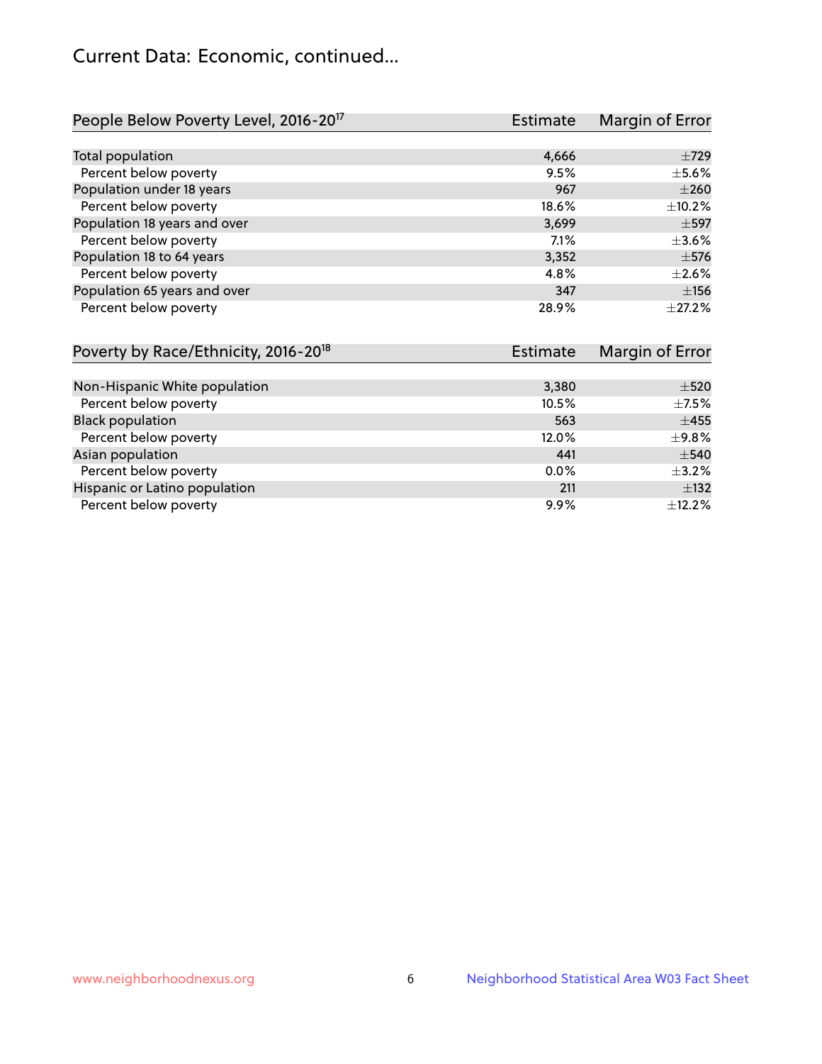# Current Data: Economic, continued...

| People Below Poverty Level, 2016-20[17] | Estimate | Margin of Error |
|---|---|---|
| Total population | 4,666 | ±729 |
| Percent below poverty | 9.5% | ±5.6% |
| Population under 18 years | 967 | ±260 |
| Percent below poverty | 18.6% | ±10.2% |
| Population 18 years and over | 3,699 | ±597 |
| Percent below poverty | 7.1% | ±3.6% |
| Population 18 to 64 years | 3,352 | ±576 |
| Percent below poverty | 4.8% | ±2.6% |
| Population 65 years and over | 347 | ±156 |
| Percent below poverty | 28.9% | ±27.2% |

| Poverty by Race/Ethnicity, 2016-20[18] | Estimate | Margin of Error |
|---|---|---|
| Non-Hispanic White population | 3,380 | ±520 |
| Percent below poverty | 10.5% | ±7.5% |
| Black population | 563 | ±455 |
| Percent below poverty | 12.0% | ±9.8% |
| Asian population | 441 | ±540 |
| Percent below poverty | 0.0% | ±3.2% |
| Hispanic or Latino population | 211 | ±132 |
| Percent below poverty | 9.9% | ±12.2% |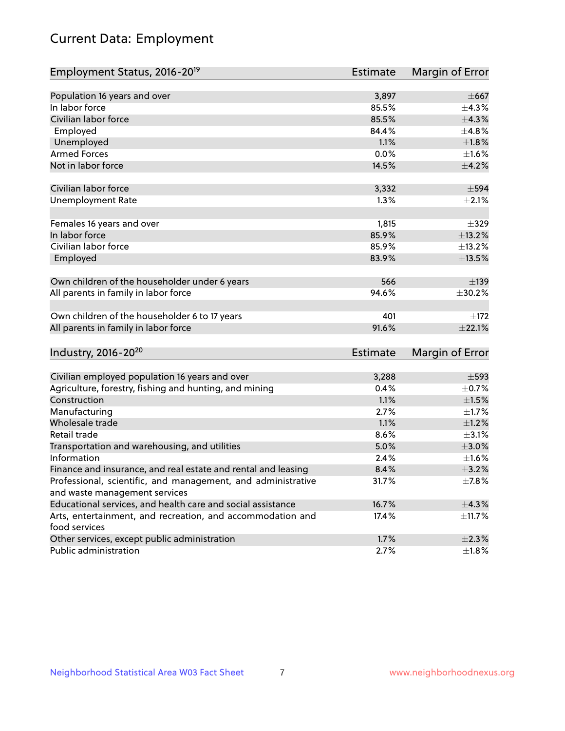# Current Data: Employment

| Employment Status, 2016-20[19] | Estimate | Margin of Error |
|---|---|---|
| Population 16 years and over | 3,897 | ±667 |
| In labor force | 85.5% | ±4.3% |
| Civilian labor force | 85.5% | ±4.3% |
| Employed | 84.4% | ±4.8% |
| Unemployed | 1.1% | ±1.8% |
| Armed Forces | 0.0% | ±1.6% |
| Not in labor force | 14.5% | ±4.2% |
| | | |
| Civilian labor force | 3,332 | ±594 |
| Unemployment Rate | 1.3% | ±2.1% |
| | | |
| Females 16 years and over | 1,815 | ±329 |
| In labor force | 85.9% | ±13.2% |
| Civilian labor force | 85.9% | ±13.2% |
| Employed | 83.9% | ±13.5% |
| | | |
| Own children of the householder under 6 years | 566 | ±139 |
| All parents in family in labor force | 94.6% | ±30.2% |
| | | |
| Own children of the householder 6 to 17 years | 401 | ±172 |
| All parents in family in labor force | 91.6% | ±22.1% |

| Industry, 2016-20[20] | Estimate | Margin of Error |
|---|---|---|
| Civilian employed population 16 years and over | 3,288 | ±593 |
| Agriculture, forestry, fishing and hunting, and mining | 0.4% | ±0.7% |
| Construction | 1.1% | ±1.5% |
| Manufacturing | 2.7% | ±1.7% |
| Wholesale trade | 1.1% | ±1.2% |
| Retail trade | 8.6% | ±3.1% |
| Transportation and warehousing, and utilities | 5.0% | ±3.0% |
| Information | 2.4% | ±1.6% |
| Finance and insurance, and real estate and rental and leasing | 8.4% | ±3.2% |
| Professional, scientific, and management, and administrative and waste management services | 31.7% | ±7.8% |
| Educational services, and health care and social assistance | 16.7% | ±4.3% |
| Arts, entertainment, and recreation, and accommodation and food services | 17.4% | ±11.7% |
| Other services, except public administration | 1.7% | ±2.3% |
| Public administration | 2.7% | ±1.8% |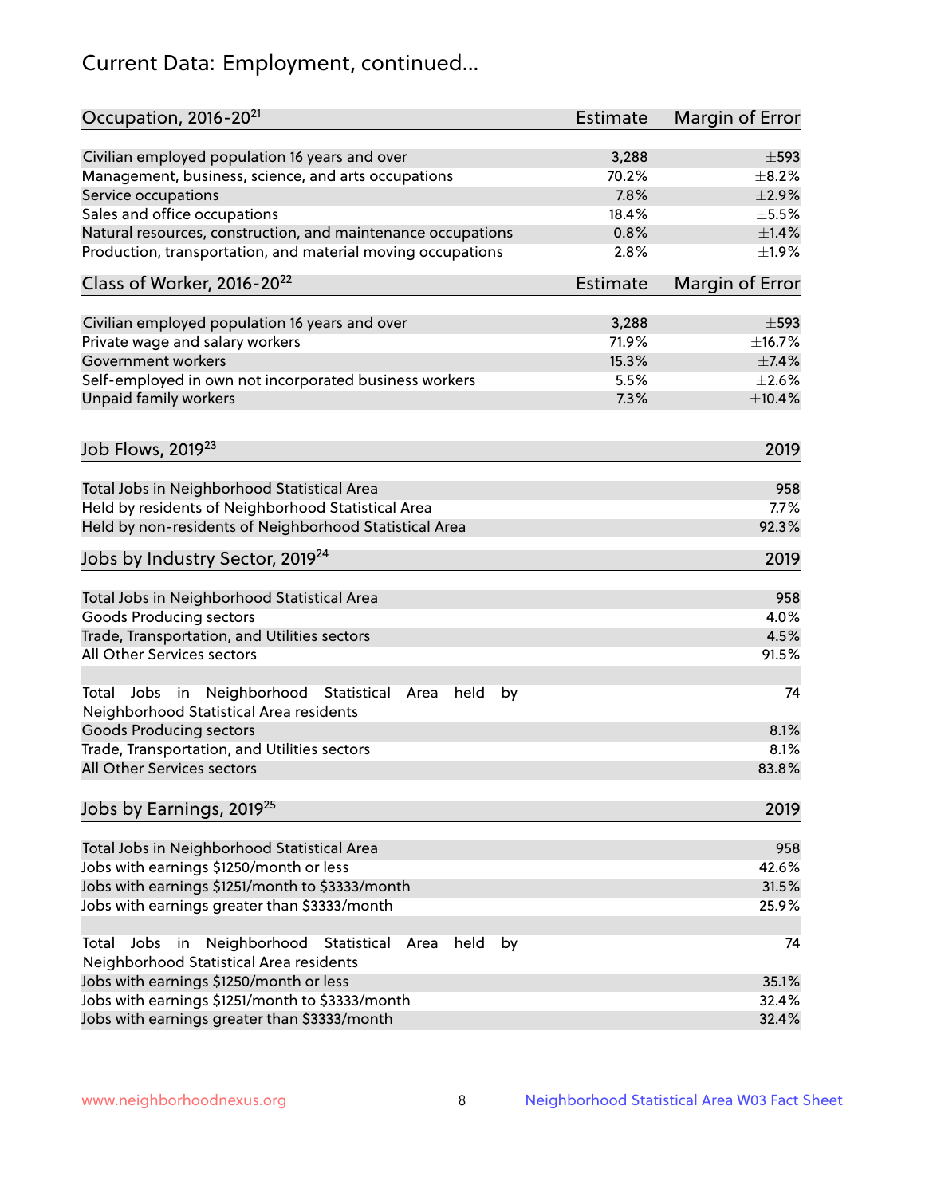# Current Data: Employment, continued...

| Occupation, 2016-20[21] | Estimate | Margin of Error |
|---|---|---|
| Civilian employed population 16 years and over | 3,288 | ±593 |
| Management, business, science, and arts occupations | 70.2% | ±8.2% |
| Service occupations | 7.8% | ±2.9% |
| Sales and office occupations | 18.4% | ±5.5% |
| Natural resources, construction, and maintenance occupations | 0.8% | ±1.4% |
| Production, transportation, and material moving occupations | 2.8% | ±1.9% |

| Class of Worker, 2016-20[22] | Estimate | Margin of Error |
|---|---|---|
| Civilian employed population 16 years and over | 3,288 | ±593 |
| Private wage and salary workers | 71.9% | ±16.7% |
| Government workers | 15.3% | ±7.4% |
| Self-employed in own not incorporated business workers | 5.5% | ±2.6% |
| Unpaid family workers | 7.3% | ±10.4% |

| Job Flows, 2019[23] | 2019 |
|---|---|
| Total Jobs in Neighborhood Statistical Area | 958 |
| Held by residents of Neighborhood Statistical Area | 7.7% |
| Held by non-residents of Neighborhood Statistical Area | 92.3% |

| Jobs by Industry Sector, 2019[24] | 2019 |
|---|---|
| Total Jobs in Neighborhood Statistical Area | 958 |
| Goods Producing sectors | 4.0% |
| Trade, Transportation, and Utilities sectors | 4.5% |
| All Other Services sectors | 91.5% |
| Total Jobs in Neighborhood Statistical Area held by Neighborhood Statistical Area residents | 74 |
| Goods Producing sectors | 8.1% |
| Trade, Transportation, and Utilities sectors | 8.1% |
| All Other Services sectors | 83.8% |

| Jobs by Earnings, 2019[25] | 2019 |
|---|---|
| Total Jobs in Neighborhood Statistical Area | 958 |
| Jobs with earnings $1250/month or less | 42.6% |
| Jobs with earnings $1251/month to $3333/month | 31.5% |
| Jobs with earnings greater than $3333/month | 25.9% |
| Total Jobs in Neighborhood Statistical Area held by Neighborhood Statistical Area residents | 74 |
| Jobs with earnings $1250/month or less | 35.1% |
| Jobs with earnings $1251/month to $3333/month | 32.4% |
| Jobs with earnings greater than $3333/month | 32.4% |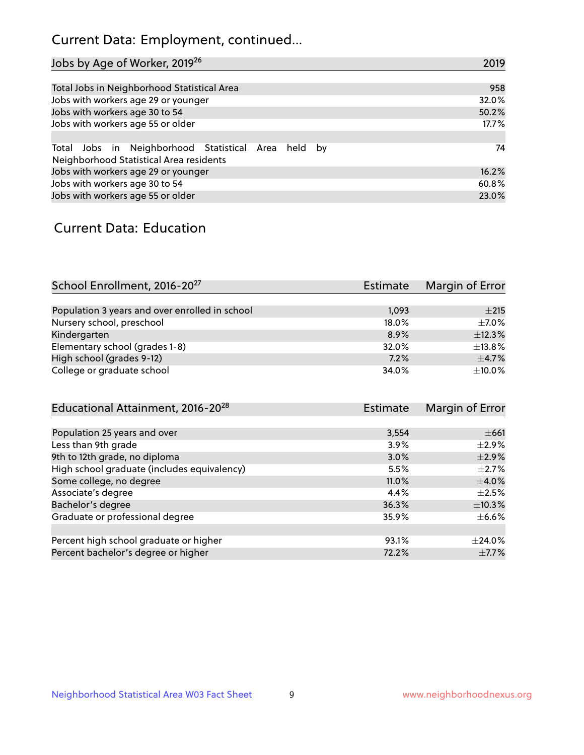## Current Data: Employment, continued...

| Jobs by Age of Worker, 2019[26] | 2019 |
|---|---|
| Total Jobs in Neighborhood Statistical Area | 958 |
| Jobs with workers age 29 or younger | 32.0% |
| Jobs with workers age 30 to 54 | 50.2% |
| Jobs with workers age 55 or older | 17.7% |
| | |
| Total Jobs in Neighborhood Statistical Area held by Neighborhood Statistical Area residents | 74 |
| Jobs with workers age 29 or younger | 16.2% |
| Jobs with workers age 30 to 54 | 60.8% |
| Jobs with workers age 55 or older | 23.0% |

## Current Data: Education

| School Enrollment, 2016-20[27] | Estimate | Margin of Error |
|---|---|---|
| Population 3 years and over enrolled in school | 1,093 | ±215 |
| Nursery school, preschool | 18.0% | ±7.0% |
| Kindergarten | 8.9% | ±12.3% |
| Elementary school (grades 1-8) | 32.0% | ±13.8% |
| High school (grades 9-12) | 7.2% | ±4.7% |
| College or graduate school | 34.0% | ±10.0% |

| Educational Attainment, 2016-20[28] | Estimate | Margin of Error |
|---|---|---|
| Population 25 years and over | 3,554 | ±661 |
| Less than 9th grade | 3.9% | ±2.9% |
| 9th to 12th grade, no diploma | 3.0% | ±2.9% |
| High school graduate (includes equivalency) | 5.5% | ±2.7% |
| Some college, no degree | 11.0% | ±4.0% |
| Associate's degree | 4.4% | ±2.5% |
| Bachelor's degree | 36.3% | ±10.3% |
| Graduate or professional degree | 35.9% | ±6.6% |
| | | |
| Percent high school graduate or higher | 93.1% | ±24.0% |
| Percent bachelor's degree or higher | 72.2% | ±7.7% |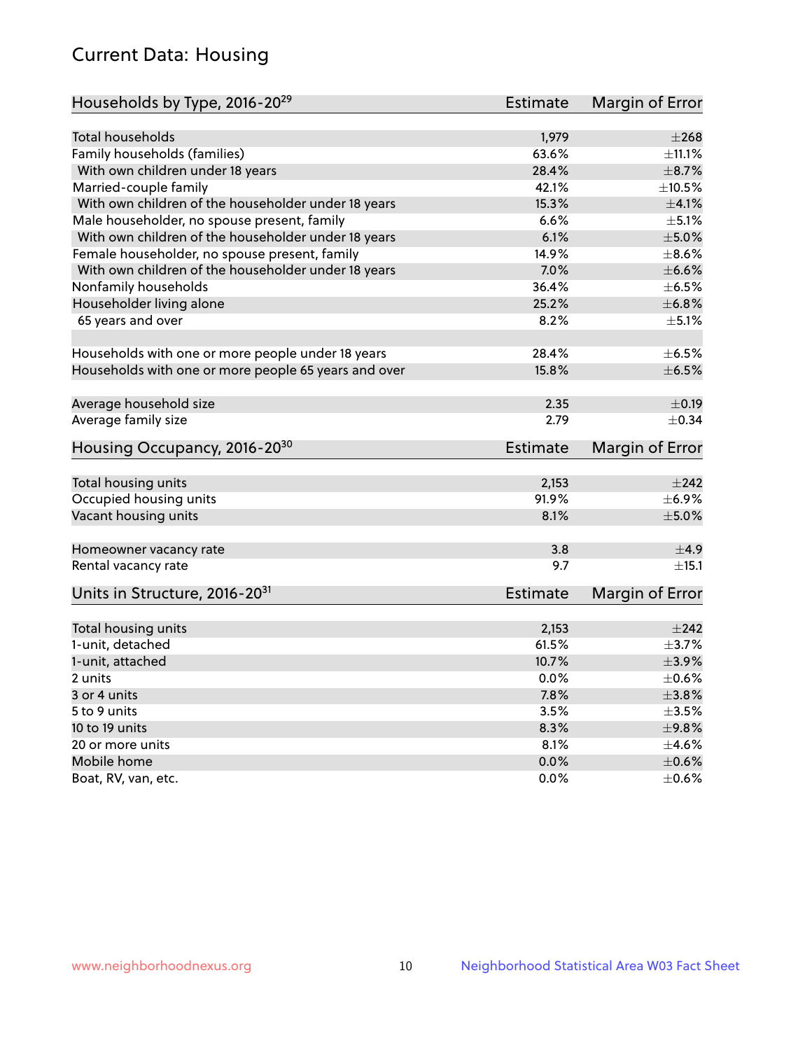## Current Data: Housing

| Households by Type, 2016-20[29] | Estimate | Margin of Error |
|---|---|---|
| Total households | 1,979 | ±268 |
| Family households (families) | 63.6% | ±11.1% |
| With own children under 18 years | 28.4% | ±8.7% |
| Married-couple family | 42.1% | ±10.5% |
| With own children of the householder under 18 years | 15.3% | ±4.1% |
| Male householder, no spouse present, family | 6.6% | ±5.1% |
| With own children of the householder under 18 years | 6.1% | ±5.0% |
| Female householder, no spouse present, family | 14.9% | ±8.6% |
| With own children of the householder under 18 years | 7.0% | ±6.6% |
| Nonfamily households | 36.4% | ±6.5% |
| Householder living alone | 25.2% | ±6.8% |
| 65 years and over | 8.2% | ±5.1% |
| | | |
| Households with one or more people under 18 years | 28.4% | ±6.5% |
| Households with one or more people 65 years and over | 15.8% | ±6.5% |
| | | |
| Average household size | 2.35 | ±0.19 |
| Average family size | 2.79 | ±0.34 |

| Housing Occupancy, 2016-20[30] | Estimate | Margin of Error |
|---|---|---|
| Total housing units | 2,153 | ±242 |
| Occupied housing units | 91.9% | ±6.9% |
| Vacant housing units | 8.1% | ±5.0% |
| | | |
| Homeowner vacancy rate | 3.8 | ±4.9 |
| Rental vacancy rate | 9.7 | ±15.1 |

| Units in Structure, 2016-20[31] | Estimate | Margin of Error |
|---|---|---|
| Total housing units | 2,153 | ±242 |
| 1-unit, detached | 61.5% | ±3.7% |
| 1-unit, attached | 10.7% | ±3.9% |
| 2 units | 0.0% | ±0.6% |
| 3 or 4 units | 7.8% | ±3.8% |
| 5 to 9 units | 3.5% | ±3.5% |
| 10 to 19 units | 8.3% | ±9.8% |
| 20 or more units | 8.1% | ±4.6% |
| Mobile home | 0.0% | ±0.6% |
| Boat, RV, van, etc. | 0.0% | ±0.6% |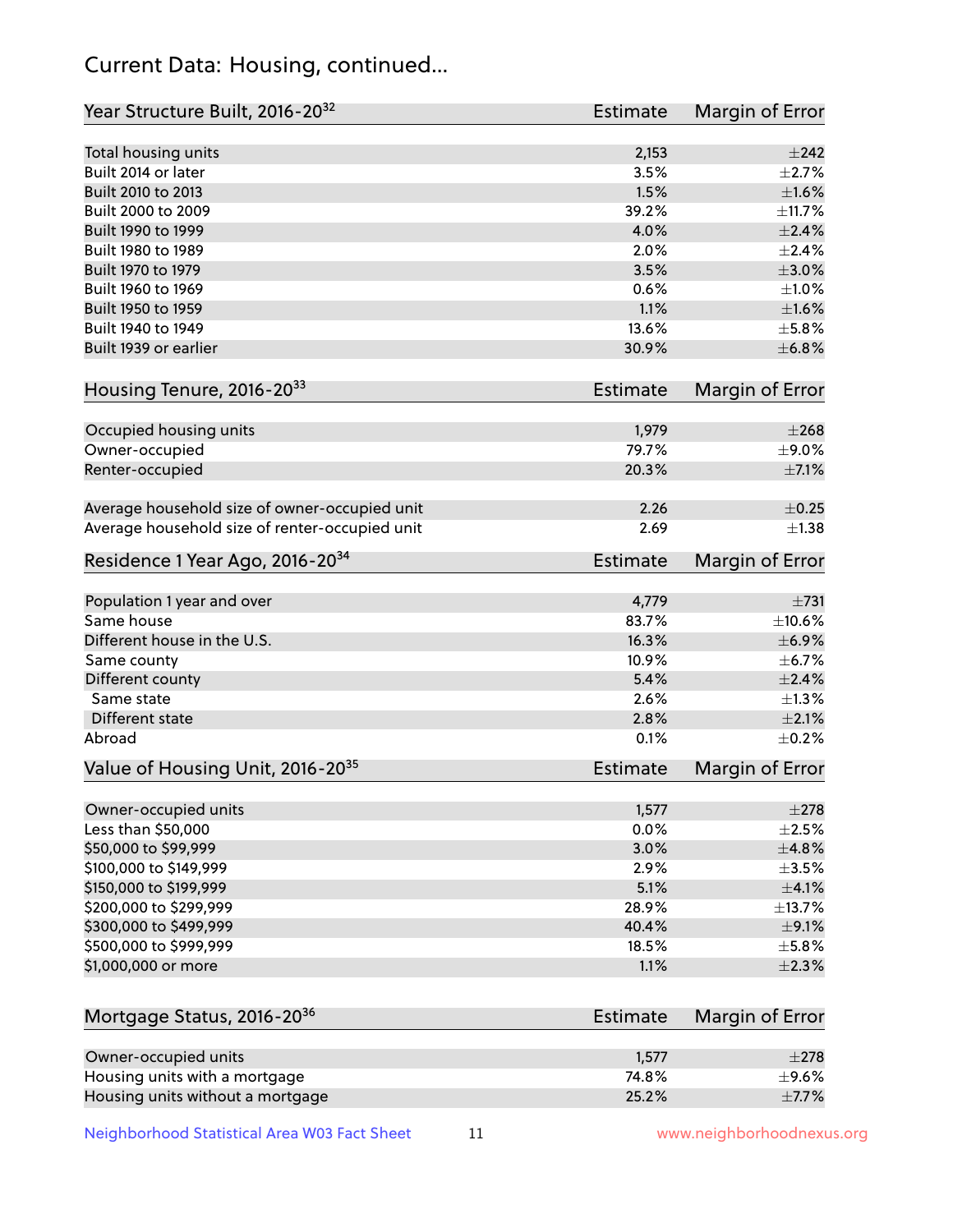## Current Data: Housing, continued...

| Year Structure Built, 2016-20[32] | Estimate | Margin of Error |
|---|---|---|
| Total housing units | 2,153 | ±242 |
| Built 2014 or later | 3.5% | ±2.7% |
| Built 2010 to 2013 | 1.5% | ±1.6% |
| Built 2000 to 2009 | 39.2% | ±11.7% |
| Built 1990 to 1999 | 4.0% | ±2.4% |
| Built 1980 to 1989 | 2.0% | ±2.4% |
| Built 1970 to 1979 | 3.5% | ±3.0% |
| Built 1960 to 1969 | 0.6% | ±1.0% |
| Built 1950 to 1959 | 1.1% | ±1.6% |
| Built 1940 to 1949 | 13.6% | ±5.8% |
| Built 1939 or earlier | 30.9% | ±6.8% |

| Housing Tenure, 2016-20[33] | Estimate | Margin of Error |
|---|---|---|
| Occupied housing units | 1,979 | ±268 |
| Owner-occupied | 79.7% | ±9.0% |
| Renter-occupied | 20.3% | ±7.1% |
| Average household size of owner-occupied unit | 2.26 | ±0.25 |
| Average household size of renter-occupied unit | 2.69 | ±1.38 |

| Residence 1 Year Ago, 2016-20[34] | Estimate | Margin of Error |
|---|---|---|
| Population 1 year and over | 4,779 | ±731 |
| Same house | 83.7% | ±10.6% |
| Different house in the U.S. | 16.3% | ±6.9% |
| Same county | 10.9% | ±6.7% |
| Different county | 5.4% | ±2.4% |
| Same state | 2.6% | ±1.3% |
| Different state | 2.8% | ±2.1% |
| Abroad | 0.1% | ±0.2% |

| Value of Housing Unit, 2016-20[35] | Estimate | Margin of Error |
|---|---|---|
| Owner-occupied units | 1,577 | ±278 |
| Less than $50,000 | 0.0% | ±2.5% |
| $50,000 to $99,999 | 3.0% | ±4.8% |
| $100,000 to $149,999 | 2.9% | ±3.5% |
| $150,000 to $199,999 | 5.1% | ±4.1% |
| $200,000 to $299,999 | 28.9% | ±13.7% |
| $300,000 to $499,999 | 40.4% | ±9.1% |
| $500,000 to $999,999 | 18.5% | ±5.8% |
| $1,000,000 or more | 1.1% | ±2.3% |

| Mortgage Status, 2016-20[36] | Estimate | Margin of Error |
|---|---|---|
| Owner-occupied units | 1,577 | ±278 |
| Housing units with a mortgage | 74.8% | ±9.6% |
| Housing units without a mortgage | 25.2% | ±7.7% |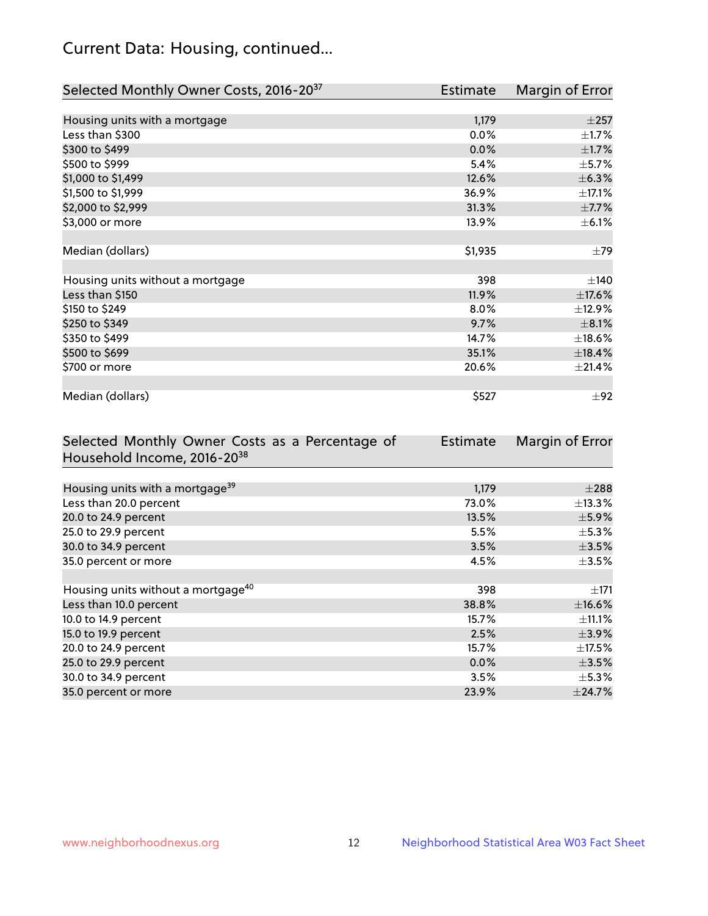## Current Data: Housing, continued...

| Selected Monthly Owner Costs, 2016-20[37] | Estimate | Margin of Error |
|---|---|---|
| Housing units with a mortgage | 1,179 | ±257 |
| Less than $300 | 0.0% | ±1.7% |
| $300 to $499 | 0.0% | ±1.7% |
| $500 to $999 | 5.4% | ±5.7% |
| $1,000 to $1,499 | 12.6% | ±6.3% |
| $1,500 to $1,999 | 36.9% | ±17.1% |
| $2,000 to $2,999 | 31.3% | ±7.7% |
| $3,000 or more | 13.9% | ±6.1% |
| | | |
| Median (dollars) | $1,935 | ±79 |
| | | |
| Housing units without a mortgage | 398 | ±140 |
| Less than $150 | 11.9% | ±17.6% |
| $150 to $249 | 8.0% | ±12.9% |
| $250 to $349 | 9.7% | ±8.1% |
| $350 to $499 | 14.7% | ±18.6% |
| $500 to $699 | 35.1% | ±18.4% |
| $700 or more | 20.6% | ±21.4% |
| | | |
| Median (dollars) | $527 | ±92 |

| Selected Monthly Owner Costs as a Percentage of Household Income, 2016-20[38] | Estimate | Margin of Error |
|---|---|---|
| Housing units with a mortgage[39] | 1,179 | ±288 |
| Less than 20.0 percent | 73.0% | ±13.3% |
| 20.0 to 24.9 percent | 13.5% | ±5.9% |
| 25.0 to 29.9 percent | 5.5% | ±5.3% |
| 30.0 to 34.9 percent | 3.5% | ±3.5% |
| 35.0 percent or more | 4.5% | ±3.5% |
| | | |
| Housing units without a mortgage[40] | 398 | ±171 |
| Less than 10.0 percent | 38.8% | ±16.6% |
| 10.0 to 14.9 percent | 15.7% | ±11.1% |
| 15.0 to 19.9 percent | 2.5% | ±3.9% |
| 20.0 to 24.9 percent | 15.7% | ±17.5% |
| 25.0 to 29.9 percent | 0.0% | ±3.5% |
| 30.0 to 34.9 percent | 3.5% | ±5.3% |
| 35.0 percent or more | 23.9% | ±24.7% |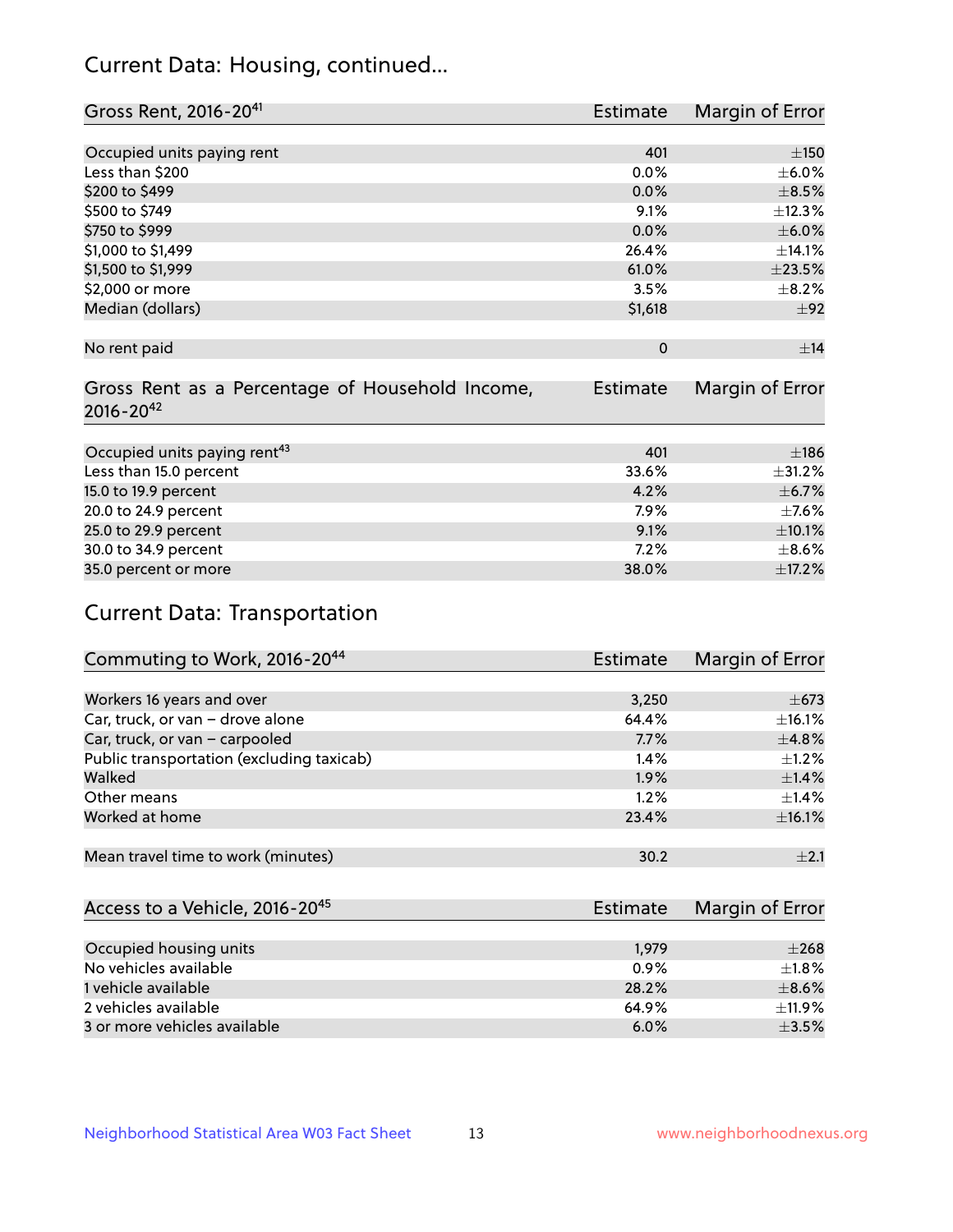## Current Data: Housing, continued...

| Gross Rent, 2016-20[41] | Estimate | Margin of Error |
|---|---|---|
| Occupied units paying rent | 401 | ±150 |
| Less than $200 | 0.0% | ±6.0% |
| $200 to $499 | 0.0% | ±8.5% |
| $500 to $749 | 9.1% | ±12.3% |
| $750 to $999 | 0.0% | ±6.0% |
| $1,000 to $1,499 | 26.4% | ±14.1% |
| $1,500 to $1,999 | 61.0% | ±23.5% |
| $2,000 or more | 3.5% | ±8.2% |
| Median (dollars) | $1,618 | ±92 |
| No rent paid | 0 | ±14 |

| Gross Rent as a Percentage of Household Income, 2016-20[42] | Estimate | Margin of Error |
|---|---|---|
| Occupied units paying rent[43] | 401 | ±186 |
| Less than 15.0 percent | 33.6% | ±31.2% |
| 15.0 to 19.9 percent | 4.2% | ±6.7% |
| 20.0 to 24.9 percent | 7.9% | ±7.6% |
| 25.0 to 29.9 percent | 9.1% | ±10.1% |
| 30.0 to 34.9 percent | 7.2% | ±8.6% |
| 35.0 percent or more | 38.0% | ±17.2% |

## Current Data: Transportation

| Commuting to Work, 2016-20[44] | Estimate | Margin of Error |
|---|---|---|
| Workers 16 years and over | 3,250 | ±673 |
| Car, truck, or van – drove alone | 64.4% | ±16.1% |
| Car, truck, or van – carpooled | 7.7% | ±4.8% |
| Public transportation (excluding taxicab) | 1.4% | ±1.2% |
| Walked | 1.9% | ±1.4% |
| Other means | 1.2% | ±1.4% |
| Worked at home | 23.4% | ±16.1% |
| Mean travel time to work (minutes) | 30.2 | ±2.1 |

| Access to a Vehicle, 2016-20[45] | Estimate | Margin of Error |
|---|---|---|
| Occupied housing units | 1,979 | ±268 |
| No vehicles available | 0.9% | ±1.8% |
| 1 vehicle available | 28.2% | ±8.6% |
| 2 vehicles available | 64.9% | ±11.9% |
| 3 or more vehicles available | 6.0% | ±3.5% |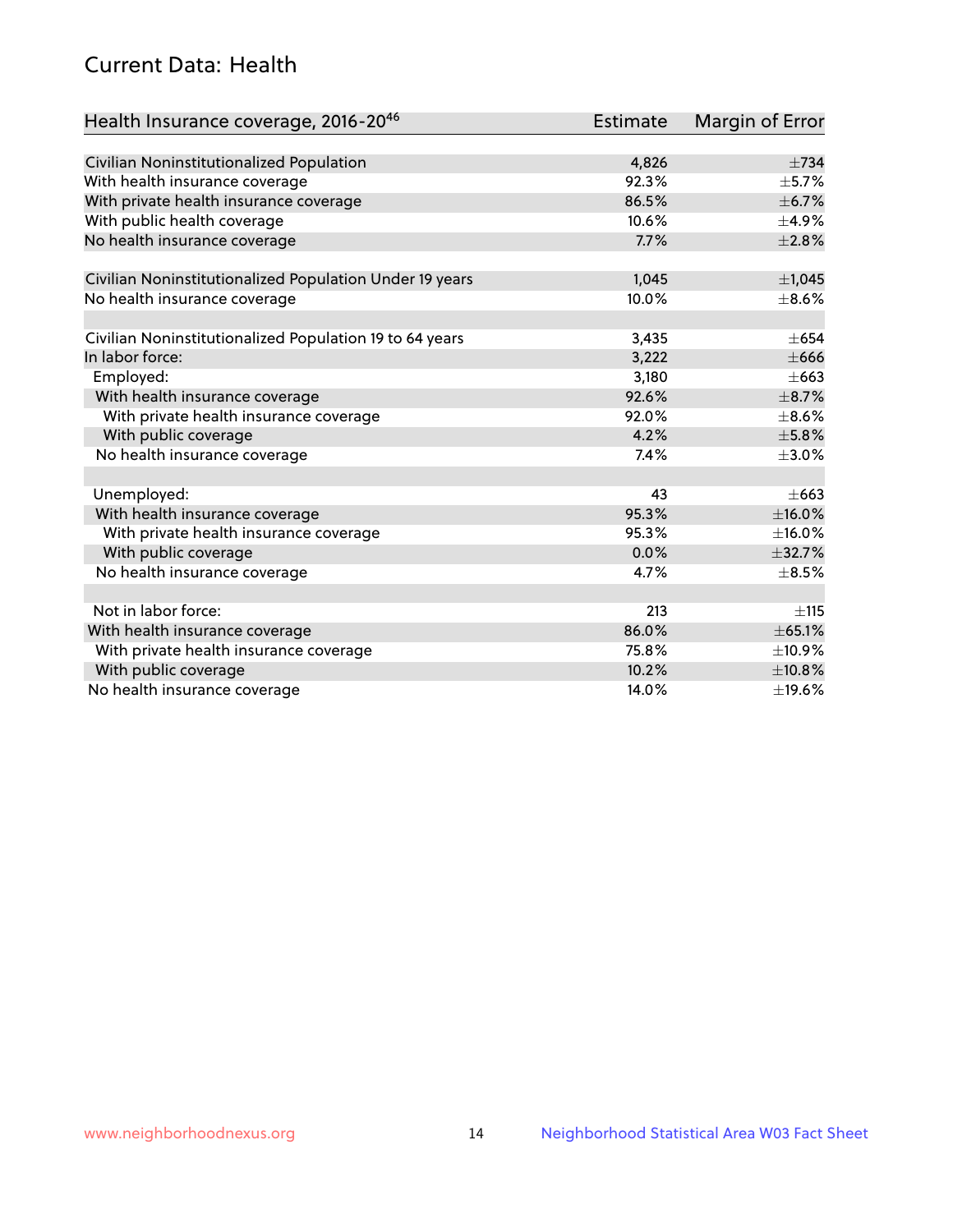## Current Data: Health

| Health Insurance coverage, 2016-20[46] | Estimate | Margin of Error |
|---|---|---|
| Civilian Noninstitutionalized Population | 4,826 | ±734 |
| With health insurance coverage | 92.3% | ±5.7% |
| With private health insurance coverage | 86.5% | ±6.7% |
| With public health coverage | 10.6% | ±4.9% |
| No health insurance coverage | 7.7% | ±2.8% |
| | | |
| Civilian Noninstitutionalized Population Under 19 years | 1,045 | ±1,045 |
| No health insurance coverage | 10.0% | ±8.6% |
| | | |
| Civilian Noninstitutionalized Population 19 to 64 years | 3,435 | ±654 |
| In labor force: | 3,222 | ±666 |
| Employed: | 3,180 | ±663 |
| With health insurance coverage | 92.6% | ±8.7% |
| With private health insurance coverage | 92.0% | ±8.6% |
| With public coverage | 4.2% | ±5.8% |
| No health insurance coverage | 7.4% | ±3.0% |
| | | |
| Unemployed: | 43 | ±663 |
| With health insurance coverage | 95.3% | ±16.0% |
| With private health insurance coverage | 95.3% | ±16.0% |
| With public coverage | 0.0% | ±32.7% |
| No health insurance coverage | 4.7% | ±8.5% |
| | | |
| Not in labor force: | 213 | ±115 |
| With health insurance coverage | 86.0% | ±65.1% |
| With private health insurance coverage | 75.8% | ±10.9% |
| With public coverage | 10.2% | ±10.8% |
| No health insurance coverage | 14.0% | ±19.6% |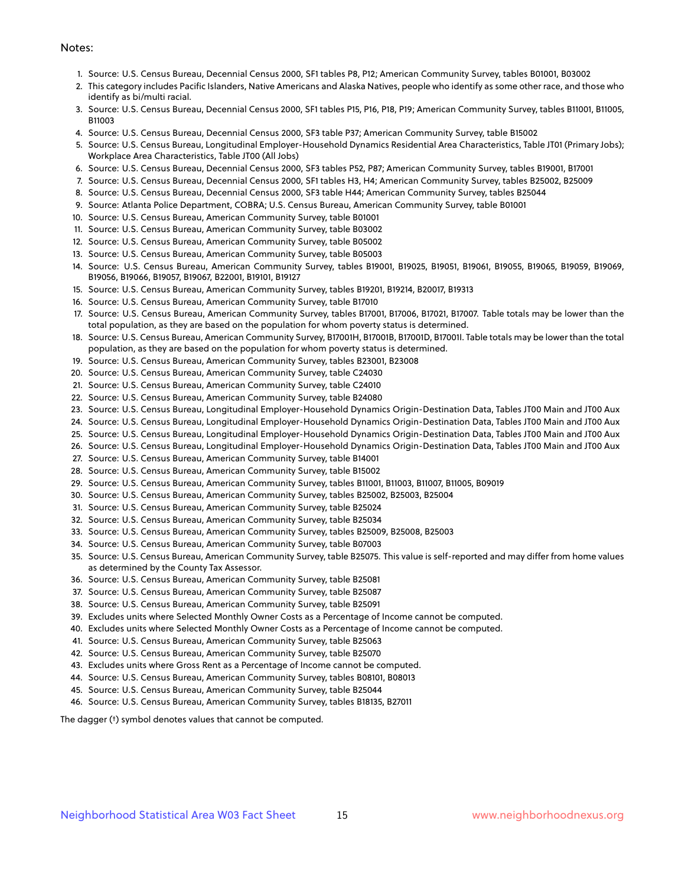Notes:

1. Source: U.S. Census Bureau, Decennial Census 2000, SF1 tables P8, P12; American Community Survey, tables B01001, B03002
2. This category includes Pacific Islanders, Native Americans and Alaska Natives, people who identify as some other race, and those who identify as bi/multi racial.
3. Source: U.S. Census Bureau, Decennial Census 2000, SF1 tables P15, P16, P18, P19; American Community Survey, tables B11001, B11005, B11003
4. Source: U.S. Census Bureau, Decennial Census 2000, SF3 table P37; American Community Survey, table B15002
5. Source: U.S. Census Bureau, Longitudinal Employer-Household Dynamics Residential Area Characteristics, Table JT01 (Primary Jobs); Workplace Area Characteristics, Table JT00 (All Jobs)
6. Source: U.S. Census Bureau, Decennial Census 2000, SF3 tables P52, P87; American Community Survey, tables B19001, B17001
7. Source: U.S. Census Bureau, Decennial Census 2000, SF1 tables H3, H4; American Community Survey, tables B25002, B25009
8. Source: U.S. Census Bureau, Decennial Census 2000, SF3 table H44; American Community Survey, tables B25044
9. Source: Atlanta Police Department, COBRA; U.S. Census Bureau, American Community Survey, table B01001
10. Source: U.S. Census Bureau, American Community Survey, table B01001
11. Source: U.S. Census Bureau, American Community Survey, table B03002
12. Source: U.S. Census Bureau, American Community Survey, table B05002
13. Source: U.S. Census Bureau, American Community Survey, table B05003
14. Source: U.S. Census Bureau, American Community Survey, tables B19001, B19025, B19051, B19061, B19055, B19065, B19059, B19069, B19056, B19066, B19057, B19067, B22001, B19101, B19127
15. Source: U.S. Census Bureau, American Community Survey, tables B19201, B19214, B20017, B19313
16. Source: U.S. Census Bureau, American Community Survey, table B17010
17. Source: U.S. Census Bureau, American Community Survey, tables B17001, B17006, B17021, B17007. Table totals may be lower than the total population, as they are based on the population for whom poverty status is determined.
18. Source: U.S. Census Bureau, American Community Survey, B17001H, B17001B, B17001D, B17001I. Table totals may be lower than the total population, as they are based on the population for whom poverty status is determined.
19. Source: U.S. Census Bureau, American Community Survey, tables B23001, B23008
20. Source: U.S. Census Bureau, American Community Survey, table C24030
21. Source: U.S. Census Bureau, American Community Survey, table C24010
22. Source: U.S. Census Bureau, American Community Survey, table B24080
23. Source: U.S. Census Bureau, Longitudinal Employer-Household Dynamics Origin-Destination Data, Tables JT00 Main and JT00 Aux
24. Source: U.S. Census Bureau, Longitudinal Employer-Household Dynamics Origin-Destination Data, Tables JT00 Main and JT00 Aux
25. Source: U.S. Census Bureau, Longitudinal Employer-Household Dynamics Origin-Destination Data, Tables JT00 Main and JT00 Aux
26. Source: U.S. Census Bureau, Longitudinal Employer-Household Dynamics Origin-Destination Data, Tables JT00 Main and JT00 Aux
27. Source: U.S. Census Bureau, American Community Survey, table B14001
28. Source: U.S. Census Bureau, American Community Survey, table B15002
29. Source: U.S. Census Bureau, American Community Survey, tables B11001, B11003, B11007, B11005, B09019
30. Source: U.S. Census Bureau, American Community Survey, tables B25002, B25003, B25004
31. Source: U.S. Census Bureau, American Community Survey, table B25024
32. Source: U.S. Census Bureau, American Community Survey, table B25034
33. Source: U.S. Census Bureau, American Community Survey, tables B25009, B25008, B25003
34. Source: U.S. Census Bureau, American Community Survey, table B07003
35. Source: U.S. Census Bureau, American Community Survey, table B25075. This value is self-reported and may differ from home values as determined by the County Tax Assessor.
36. Source: U.S. Census Bureau, American Community Survey, table B25081
37. Source: U.S. Census Bureau, American Community Survey, table B25087
38. Source: U.S. Census Bureau, American Community Survey, table B25091
39. Excludes units where Selected Monthly Owner Costs as a Percentage of Income cannot be computed.
40. Excludes units where Selected Monthly Owner Costs as a Percentage of Income cannot be computed.
41. Source: U.S. Census Bureau, American Community Survey, table B25063
42. Source: U.S. Census Bureau, American Community Survey, table B25070
43. Excludes units where Gross Rent as a Percentage of Income cannot be computed.
44. Source: U.S. Census Bureau, American Community Survey, tables B08101, B08013
45. Source: U.S. Census Bureau, American Community Survey, table B25044
46. Source: U.S. Census Bureau, American Community Survey, tables B18135, B27011

The dagger (†) symbol denotes values that cannot be computed.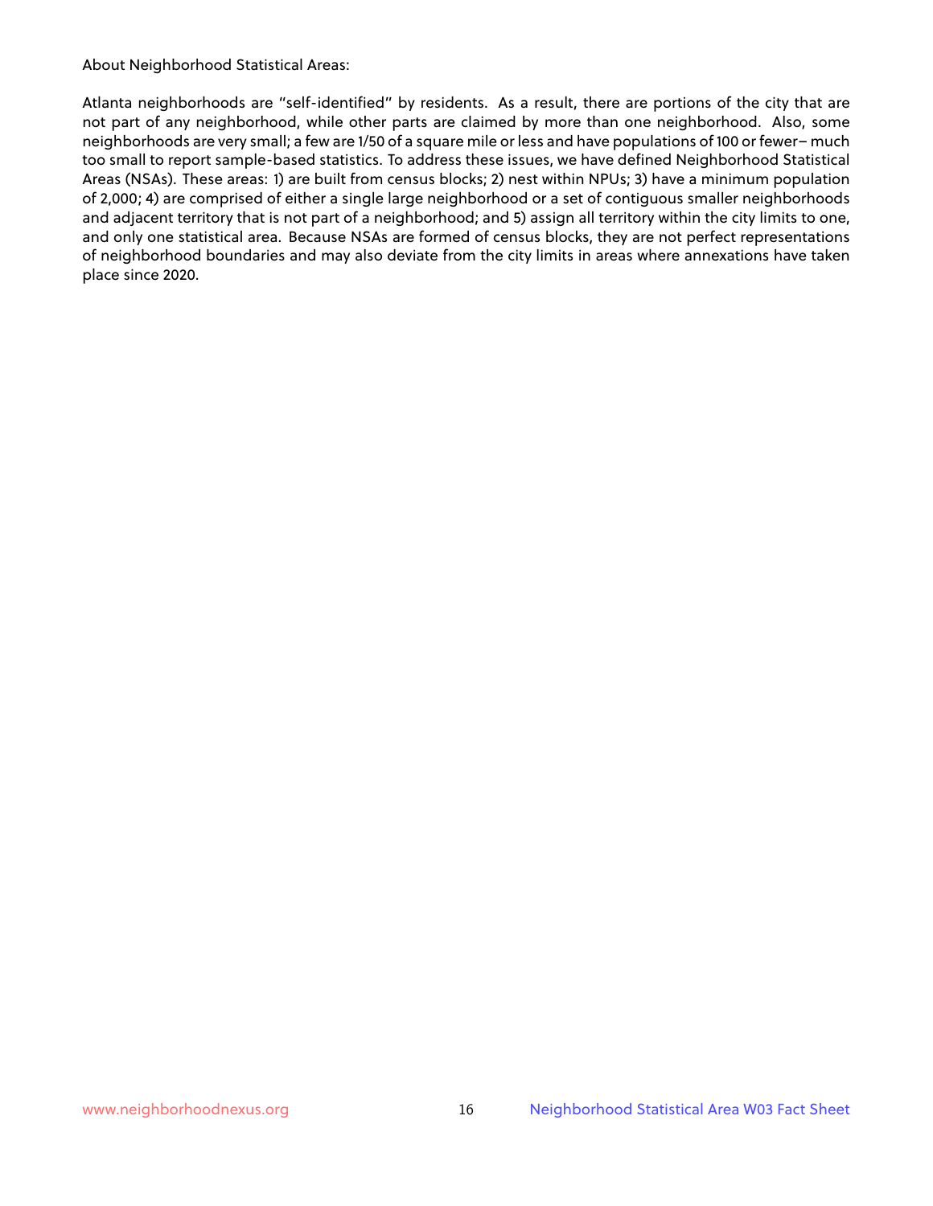About Neighborhood Statistical Areas:

Atlanta neighborhoods are "self-identified" by residents. As a result, there are portions of the city that are not part of any neighborhood, while other parts are claimed by more than one neighborhood. Also, some neighborhoods are very small; a few are 1/50 of a square mile or less and have populations of 100 or fewer– much too small to report sample-based statistics. To address these issues, we have defined Neighborhood Statistical Areas (NSAs). These areas: 1) are built from census blocks; 2) nest within NPUs; 3) have a minimum population of 2,000; 4) are comprised of either a single large neighborhood or a set of contiguous smaller neighborhoods and adjacent territory that is not part of a neighborhood; and 5) assign all territory within the city limits to one, and only one statistical area. Because NSAs are formed of census blocks, they are not perfect representations of neighborhood boundaries and may also deviate from the city limits in areas where annexations have taken place since 2020.